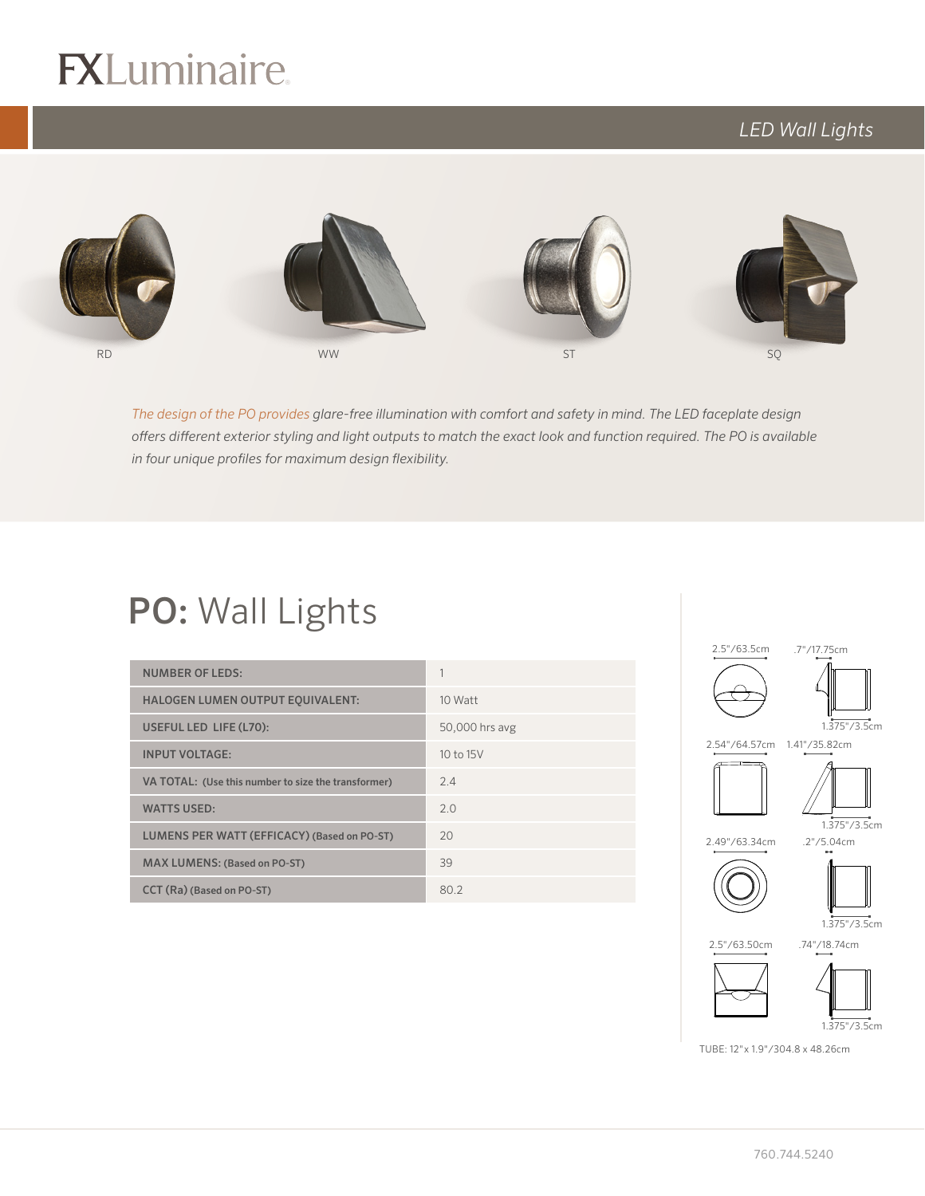# FXLuminaire

## LED Wall Lights

RD

WW

ST

SQ

*The design of the PO provides glare-free illumination with comfort and safety in mind. The LED faceplate design offers different exterior styling and light outputs to match the exact look and function required. The PO is available in four unique profiles for maximum design flexibility.*

## **PO:** Wall Lights

| | |
|---|---|
| NUMBER OF LEDS: | 1 |
| HALOGEN LUMEN OUTPUT EQUIVALENT: | 10 Watt |
| USEFUL LED LIFE (L70): | 50,000 hrs avg |
| INPUT VOLTAGE: | 10 to 15V |
| VA TOTAL: (Use this number to size the transformer) | 2.4 |
| WATTS USED: | 2.0 |
| LUMENS PER WATT (EFFICACY) (Based on PO-ST) | 20 |
| MAX LUMENS: (Based on PO-ST) | 39 |
| CCT (Ra) (Based on PO-ST) | 80.2 |

2.5"/63.5cm .7"/17.75cm 1.375"/3.5cm

2.54"/64.57cm 1.41"/35.82cm 1.375"/3.5cm

2.49"/63.34cm .2"/5.04cm 1.375"/3.5cm

2.5"/63.50cm .74"/18.74cm 1.375"/3.5cm

TUBE: 12" x 1.9"/304.8 x 48.26cm

760.744.5240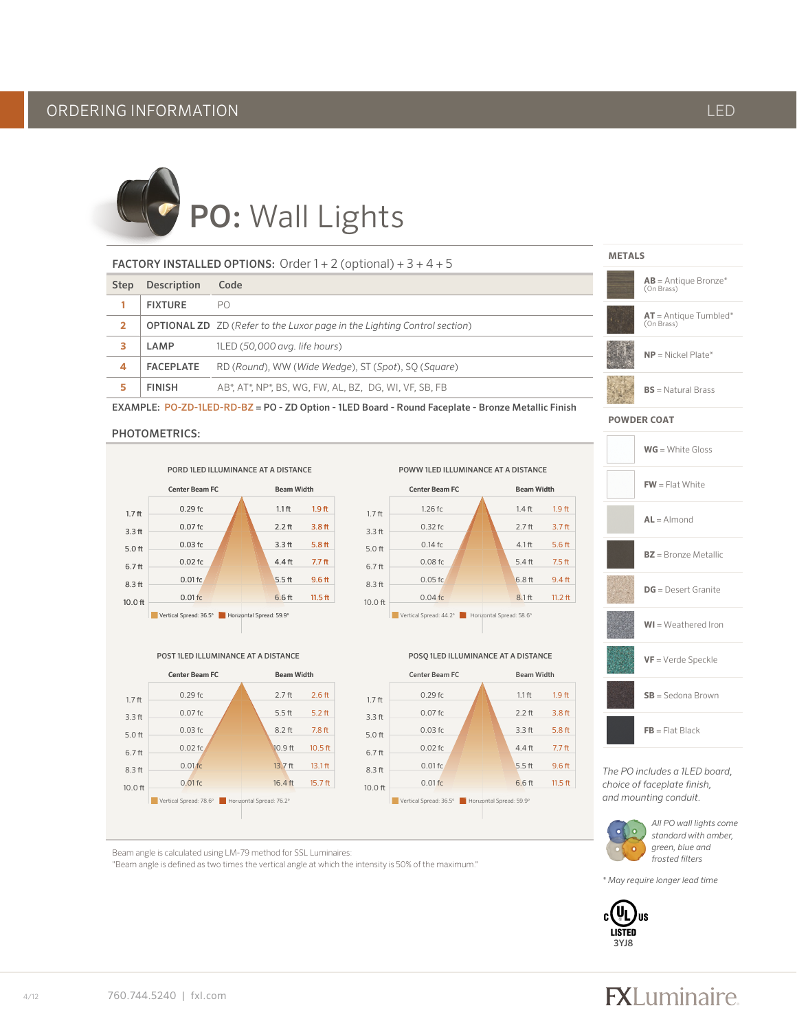ORDERING INFORMATION — LED

# PO: Wall Lights

**FACTORY INSTALLED OPTIONS:** Order 1 + 2 (optional) + 3 + 4 + 5

| Step | Description | Code |
|---|---|---|
| 1 | FIXTURE | PO |
| 2 | OPTIONAL ZD | ZD (*Refer to the Luxor page in the Lighting Control section*) |
| 3 | LAMP | 1LED (*50,000 avg. life hours*) |
| 4 | FACEPLATE | RD (*Round*), WW (*Wide Wedge*), ST (*Spot*), SQ (*Square*) |
| 5 | FINISH | AB*, AT*, NP*, BS, WG, FW, AL, BZ, DG, WI, VF, SB, FB |

**EXAMPLE:** PO-ZD-1LED-RD-BZ = PO - ZD Option - 1LED Board - Round Faceplate - Bronze Metallic Finish

## PHOTOMETRICS:

PORD 1LED ILLUMINANCE AT A DISTANCE

Center Beam FC — Beam Width

1.7 ft: 0.29 fc, 1.1 ft, 1.9 ft
3.3 ft: 0.07 fc, 2.2 ft, 3.8 ft
5.0 ft: 0.03 fc, 3.3 ft, 5.8 ft
6.7 ft: 0.02 fc, 4.4 ft, 7.7 ft
8.3 ft: 0.01 fc, 5.5 ft, 9.6 ft
10.0 ft: 0.01 fc, 6.6 ft, 11.5 ft

Vertical Spread: 36.5° Horizontal Spread: 59.9°

POWW 1LED ILLUMINANCE AT A DISTANCE

Center Beam FC — Beam Width

1.7 ft: 1.26 fc, 1.4 ft, 1.9 ft
3.3 ft: 0.32 fc, 2.7 ft, 3.7 ft
5.0 ft: 0.14 fc, 4.1 ft, 5.6 ft
6.7 ft: 0.08 fc, 5.4 ft, 7.5 ft
8.3 ft: 0.05 fc, 6.8 ft, 9.4 ft
10.0 ft: 0.04 fc, 8.1 ft, 11.2 ft

Vertical Spread: 44.2° Horizontal Spread: 58.6°

POST 1LED ILLUMINANCE AT A DISTANCE

Center Beam FC — Beam Width

1.7 ft: 0.29 fc, 2.7 ft, 2.6 ft
3.3 ft: 0.07 fc, 5.5 ft, 5.2 ft
5.0 ft: 0.03 fc, 8.2 ft, 7.8 ft
6.7 ft: 0.02 fc, 10.9 ft, 10.5 ft
8.3 ft: 0.01 fc, 13.7 ft, 13.1 ft
10.0 ft: 0.01 fc, 16.4 ft, 15.7 ft

Vertical Spread: 78.6° Horizontal Spread: 76.2°

POSQ 1LED ILLUMINANCE AT A DISTANCE

Center Beam FC — Beam Width

1.7 ft: 0.29 fc, 1.1 ft, 1.9 ft
3.3 ft: 0.07 fc, 2.2 ft, 3.8 ft
5.0 ft: 0.03 fc, 3.3 ft, 5.8 ft
6.7 ft: 0.02 fc, 4.4 ft, 7.7 ft
8.3 ft: 0.01 fc, 5.5 ft, 9.6 ft
10.0 ft: 0.01 fc, 6.6 ft, 11.5 ft

Vertical Spread: 36.5° Horizontal Spread: 59.9°

Beam angle is calculated using LM-79 method for SSL Luminaires:
"Beam angle is defined as two times the vertical angle at which the intensity is 50% of the maximum."

### METALS

- **AB** = Antique Bronze* (On Brass)
- **AT** = Antique Tumbled* (On Brass)
- **NP** = Nickel Plate*
- **BS** = Natural Brass

### POWDER COAT

- **WG** = White Gloss
- **FW** = Flat White
- **AL** = Almond
- **BZ** = Bronze Metallic
- **DG** = Desert Granite
- **WI** = Weathered Iron
- **VF** = Verde Speckle
- **SB** = Sedona Brown
- **FB** = Flat Black

*The PO includes a 1LED board, choice of faceplate finish, and mounting conduit.*

*All PO wall lights come standard with amber, green, blue and frosted filters*

*\* May require longer lead time*

c UL us LISTED 3YJ8

760.744.5240 | fxl.com

FXLuminaire